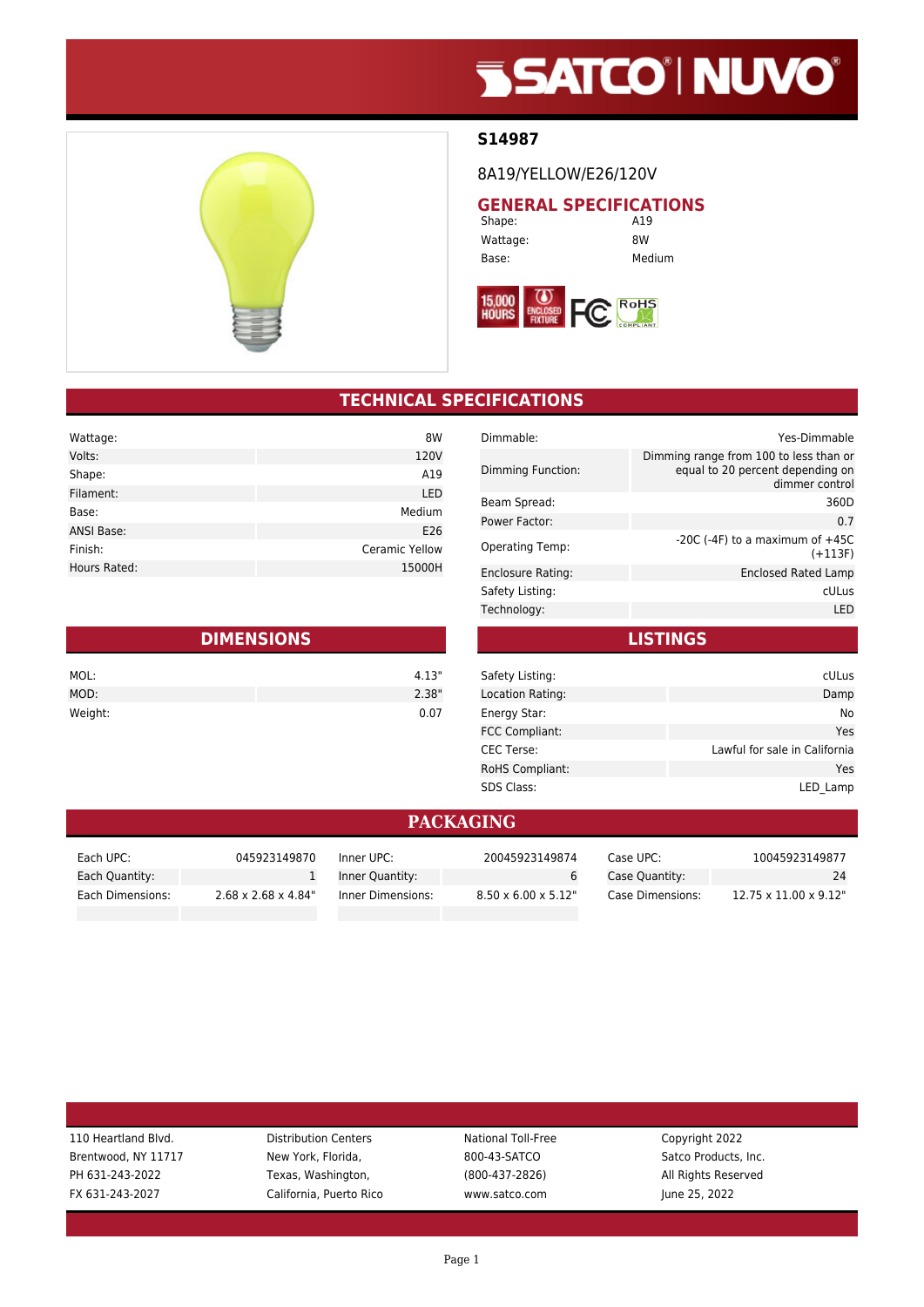# S14987

8A19/YELLOW/E26/120V

## GENERAL SPECIFICATIONS

| | |
|---|---|
| Shape: | A19 |
| Wattage: | 8W |
| Base: | Medium |

## TECHNICAL SPECIFICATIONS

| | |
|---|---|
| Wattage: | 8W |
| Volts: | 120V |
| Shape: | A19 |
| Filament: | LED |
| Base: | Medium |
| ANSI Base: | E26 |
| Finish: | Ceramic Yellow |
| Hours Rated: | 15000H |

| | |
|---|---|
| Dimmable: | Yes-Dimmable |
| Dimming Function: | Dimming range from 100 to less than or equal to 20 percent depending on dimmer control |
| Beam Spread: | 360D |
| Power Factor: | 0.7 |
| Operating Temp: | -20C (-4F) to a maximum of +45C (+113F) |
| Enclosure Rating: | Enclosed Rated Lamp |
| Safety Listing: | cULus |
| Technology: | LED |

## DIMENSIONS

| | |
|---|---|
| MOL: | 4.13" |
| MOD: | 2.38" |
| Weight: | 0.07 |

## LISTINGS

| | |
|---|---|
| Safety Listing: | cULus |
| Location Rating: | Damp |
| Energy Star: | No |
| FCC Compliant: | Yes |
| CEC Terse: | Lawful for sale in California |
| RoHS Compliant: | Yes |
| SDS Class: | LED_Lamp |

## PACKAGING

| | | | | | |
|---|---|---|---|---|---|
| Each UPC: | 045923149870 | Inner UPC: | 20045923149874 | Case UPC: | 10045923149877 |
| Each Quantity: | 1 | Inner Quantity: | 6 | Case Quantity: | 24 |
| Each Dimensions: | 2.68 x 2.68 x 4.84" | Inner Dimensions: | 8.50 x 6.00 x 5.12" | Case Dimensions: | 12.75 x 11.00 x 9.12" |

110 Heartland Blvd.
Brentwood, NY 11717
PH 631-243-2022
FX 631-243-2027

Distribution Centers
New York, Florida,
Texas, Washington,
California, Puerto Rico

National Toll-Free
800-43-SATCO
(800-437-2826)
www.satco.com

Copyright 2022
Satco Products, Inc.
All Rights Reserved
June 25, 2022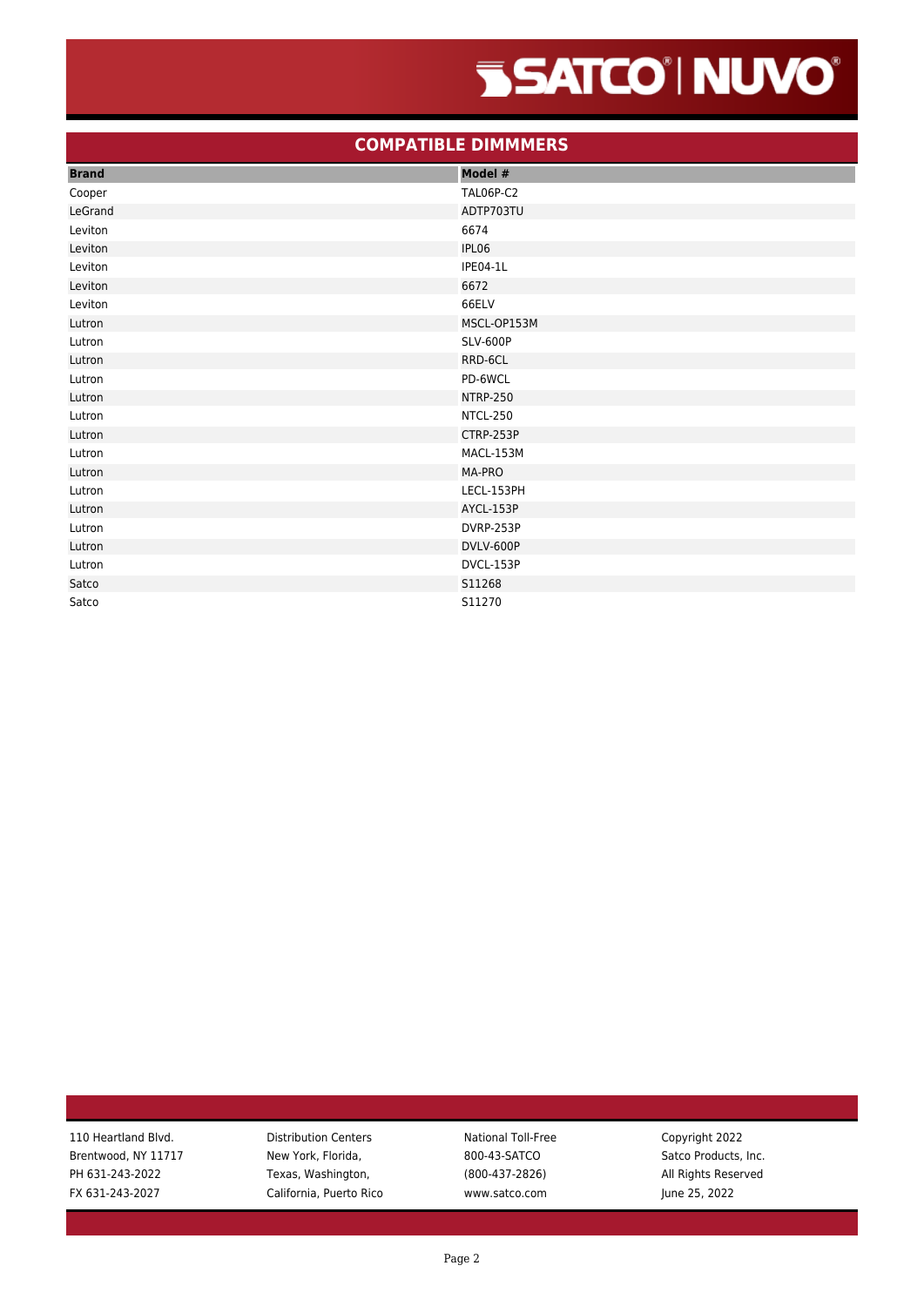## COMPATIBLE DIMMMERS

| Brand | Model # |
|---|---|
| Cooper | TAL06P-C2 |
| LeGrand | ADTP703TU |
| Leviton | 6674 |
| Leviton | IPL06 |
| Leviton | IPE04-1L |
| Leviton | 6672 |
| Leviton | 66ELV |
| Lutron | MSCL-OP153M |
| Lutron | SLV-600P |
| Lutron | RRD-6CL |
| Lutron | PD-6WCL |
| Lutron | NTRP-250 |
| Lutron | NTCL-250 |
| Lutron | CTRP-253P |
| Lutron | MACL-153M |
| Lutron | MA-PRO |
| Lutron | LECL-153PH |
| Lutron | AYCL-153P |
| Lutron | DVRP-253P |
| Lutron | DVLV-600P |
| Lutron | DVCL-153P |
| Satco | S11268 |
| Satco | S11270 |

110 Heartland Blvd.
Brentwood, NY 11717
PH 631-243-2022
FX 631-243-2027

Distribution Centers
New York, Florida,
Texas, Washington,
California, Puerto Rico

National Toll-Free
800-43-SATCO
(800-437-2826)
www.satco.com

Copyright 2022
Satco Products, Inc.
All Rights Reserved
June 25, 2022